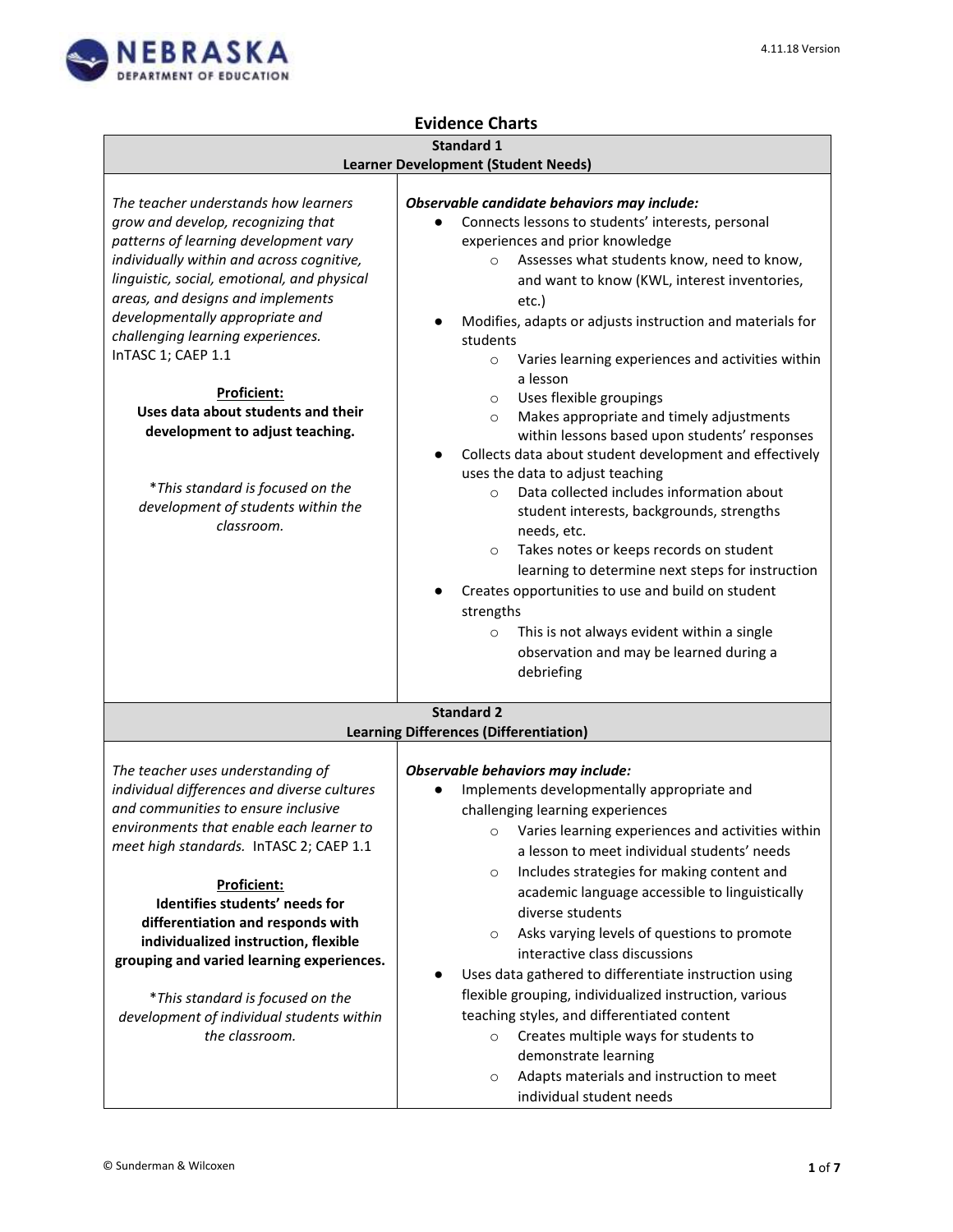# Evidence Charts

| Standard 1<br>Learner Development (Student Needs) | |
|---|---|
| *The teacher understands how learners grow and develop, recognizing that patterns of learning development vary individually within and across cognitive, linguistic, social, emotional, and physical areas, and designs and implements developmentally appropriate and challenging learning experiences.* InTASC 1; CAEP 1.1<br><br>**Proficient:**<br>**Uses data about students and their development to adjust teaching.**<br><br>*This standard is focused on the development of students within the classroom.* | ***Observable candidate behaviors may include:***<br>● Connects lessons to students' interests, personal experiences and prior knowledge<br>&nbsp;&nbsp;&nbsp;&nbsp;○ Assesses what students know, need to know, and want to know (KWL, interest inventories, etc.)<br>● Modifies, adapts or adjusts instruction and materials for students<br>&nbsp;&nbsp;&nbsp;&nbsp;○ Varies learning experiences and activities within a lesson<br>&nbsp;&nbsp;&nbsp;&nbsp;○ Uses flexible groupings<br>&nbsp;&nbsp;&nbsp;&nbsp;○ Makes appropriate and timely adjustments within lessons based upon students' responses<br>● Collects data about student development and effectively uses the data to adjust teaching<br>&nbsp;&nbsp;&nbsp;&nbsp;○ Data collected includes information about student interests, backgrounds, strengths needs, etc.<br>&nbsp;&nbsp;&nbsp;&nbsp;○ Takes notes or keeps records on student learning to determine next steps for instruction<br>● Creates opportunities to use and build on student strengths<br>&nbsp;&nbsp;&nbsp;&nbsp;○ This is not always evident within a single observation and may be learned during a debriefing |
| **Standard 2<br>Learning Differences (Differentiation)** | |
| *The teacher uses understanding of individual differences and diverse cultures and communities to ensure inclusive environments that enable each learner to meet high standards.* InTASC 2; CAEP 1.1<br><br>**Proficient:**<br>**Identifies students' needs for differentiation and responds with individualized instruction, flexible grouping and varied learning experiences.**<br><br>*This standard is focused on the development of individual students within the classroom.* | ***Observable behaviors may include:***<br>● Implements developmentally appropriate and challenging learning experiences<br>&nbsp;&nbsp;&nbsp;&nbsp;○ Varies learning experiences and activities within a lesson to meet individual students' needs<br>&nbsp;&nbsp;&nbsp;&nbsp;○ Includes strategies for making content and academic language accessible to linguistically diverse students<br>&nbsp;&nbsp;&nbsp;&nbsp;○ Asks varying levels of questions to promote interactive class discussions<br>● Uses data gathered to differentiate instruction using flexible grouping, individualized instruction, various teaching styles, and differentiated content<br>&nbsp;&nbsp;&nbsp;&nbsp;○ Creates multiple ways for students to demonstrate learning<br>&nbsp;&nbsp;&nbsp;&nbsp;○ Adapts materials and instruction to meet individual student needs |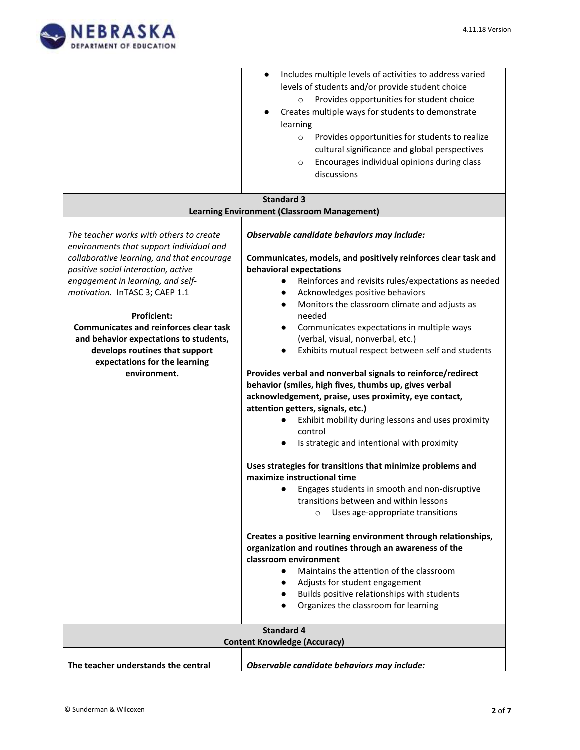| | |
|---|---|
| | - Includes multiple levels of activities to address varied levels of students and/or provide student choice<br>  - Provides opportunities for student choice<br>- Creates multiple ways for students to demonstrate learning<br>  - Provides opportunities for students to realize cultural significance and global perspectives<br>  - Encourages individual opinions during class discussions |
| **Standard 3**<br>**Learning Environment (Classroom Management)** | |
| *The teacher works with others to create environments that support individual and collaborative learning, and that encourage positive social interaction, active engagement in learning, and self-motivation.* InTASC 3; CAEP 1.1<br><br>**Proficient:**<br>**Communicates and reinforces clear task and behavior expectations to students, develops routines that support expectations for the learning environment.** | ***Observable candidate behaviors may include:***<br><br>**Communicates, models, and positively reinforces clear task and behavioral expectations**<br>- Reinforces and revisits rules/expectations as needed<br>- Acknowledges positive behaviors<br>- Monitors the classroom climate and adjusts as needed<br>- Communicates expectations in multiple ways (verbal, visual, nonverbal, etc.)<br>- Exhibits mutual respect between self and students<br><br>**Provides verbal and nonverbal signals to reinforce/redirect behavior (smiles, high fives, thumbs up, gives verbal acknowledgement, praise, uses proximity, eye contact, attention getters, signals, etc.)**<br>- Exhibit mobility during lessons and uses proximity control<br>- Is strategic and intentional with proximity<br><br>**Uses strategies for transitions that minimize problems and maximize instructional time**<br>- Engages students in smooth and non-disruptive transitions between and within lessons<br>  - Uses age-appropriate transitions<br><br>**Creates a positive learning environment through relationships, organization and routines through an awareness of the classroom environment**<br>- Maintains the attention of the classroom<br>- Adjusts for student engagement<br>- Builds positive relationships with students<br>- Organizes the classroom for learning |
| **Standard 4**<br>**Content Knowledge (Accuracy)** | |
| **The teacher understands the central** | ***Observable candidate behaviors may include:*** |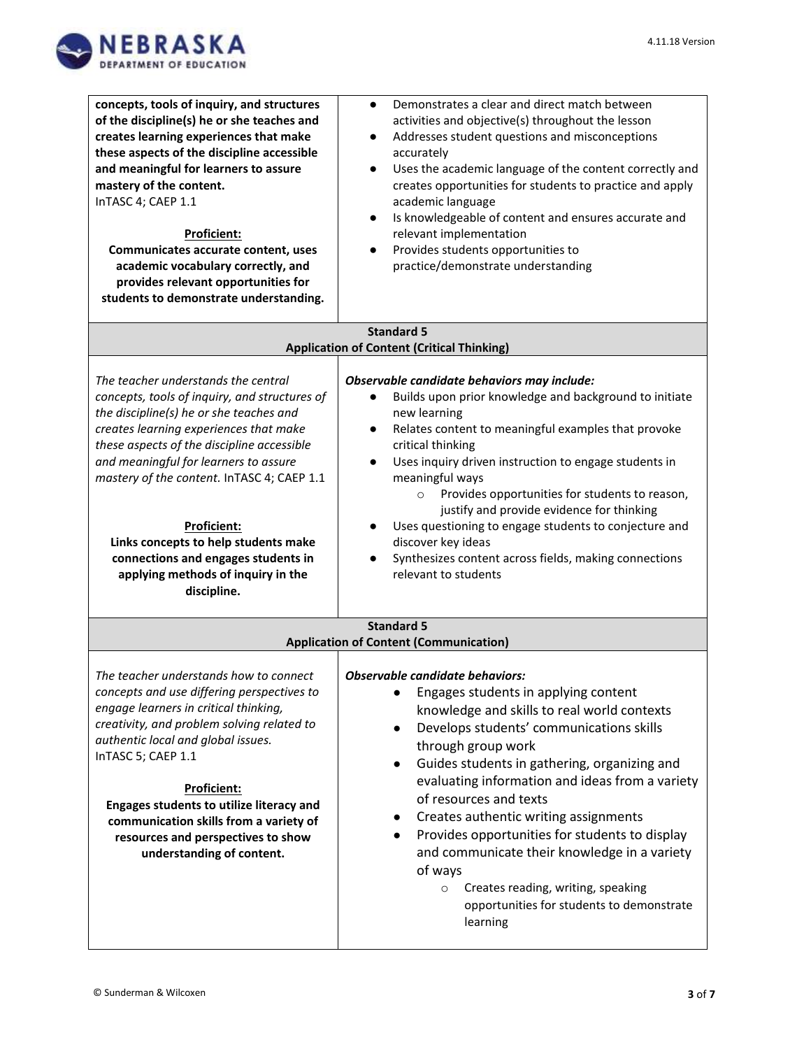| | |
|---|---|
| **concepts, tools of inquiry, and structures of the discipline(s) he or she teaches and creates learning experiences that make these aspects of the discipline accessible and meaningful for learners to assure mastery of the content.** InTASC 4; CAEP 1.1<br><br>**<u>Proficient:</u>**<br>**Communicates accurate content, uses academic vocabulary correctly, and provides relevant opportunities for students to demonstrate understanding.** | ● Demonstrates a clear and direct match between activities and objective(s) throughout the lesson<br>● Addresses student questions and misconceptions accurately<br>● Uses the academic language of the content correctly and creates opportunities for students to practice and apply academic language<br>● Is knowledgeable of content and ensures accurate and relevant implementation<br>● Provides students opportunities to practice/demonstrate understanding |
| **Standard 5**<br>**Application of Content (Critical Thinking)** | |
| *The teacher understands the central concepts, tools of inquiry, and structures of the discipline(s) he or she teaches and creates learning experiences that make these aspects of the discipline accessible and meaningful for learners to assure mastery of the content.* InTASC 4; CAEP 1.1<br><br>**<u>Proficient:</u>**<br>**Links concepts to help students make connections and engages students in applying methods of inquiry in the discipline.** | ***Observable candidate behaviors may include:***<br>● Builds upon prior knowledge and background to initiate new learning<br>● Relates content to meaningful examples that provoke critical thinking<br>● Uses inquiry driven instruction to engage students in meaningful ways<br>&nbsp;&nbsp;&nbsp;&nbsp;○ Provides opportunities for students to reason, justify and provide evidence for thinking<br>● Uses questioning to engage students to conjecture and discover key ideas<br>● Synthesizes content across fields, making connections relevant to students |
| **Standard 5**<br>**Application of Content (Communication)** | |
| *The teacher understands how to connect concepts and use differing perspectives to engage learners in critical thinking, creativity, and problem solving related to authentic local and global issues.* InTASC 5; CAEP 1.1<br><br>**<u>Proficient:</u>**<br>**Engages students to utilize literacy and communication skills from a variety of resources and perspectives to show understanding of content.** | ***Observable candidate behaviors:***<br>● Engages students in applying content knowledge and skills to real world contexts<br>● Develops students' communications skills through group work<br>● Guides students in gathering, organizing and evaluating information and ideas from a variety of resources and texts<br>● Creates authentic writing assignments<br>● Provides opportunities for students to display and communicate their knowledge in a variety of ways<br>&nbsp;&nbsp;&nbsp;&nbsp;○ Creates reading, writing, speaking opportunities for students to demonstrate learning |

© Sunderman & Wilcoxen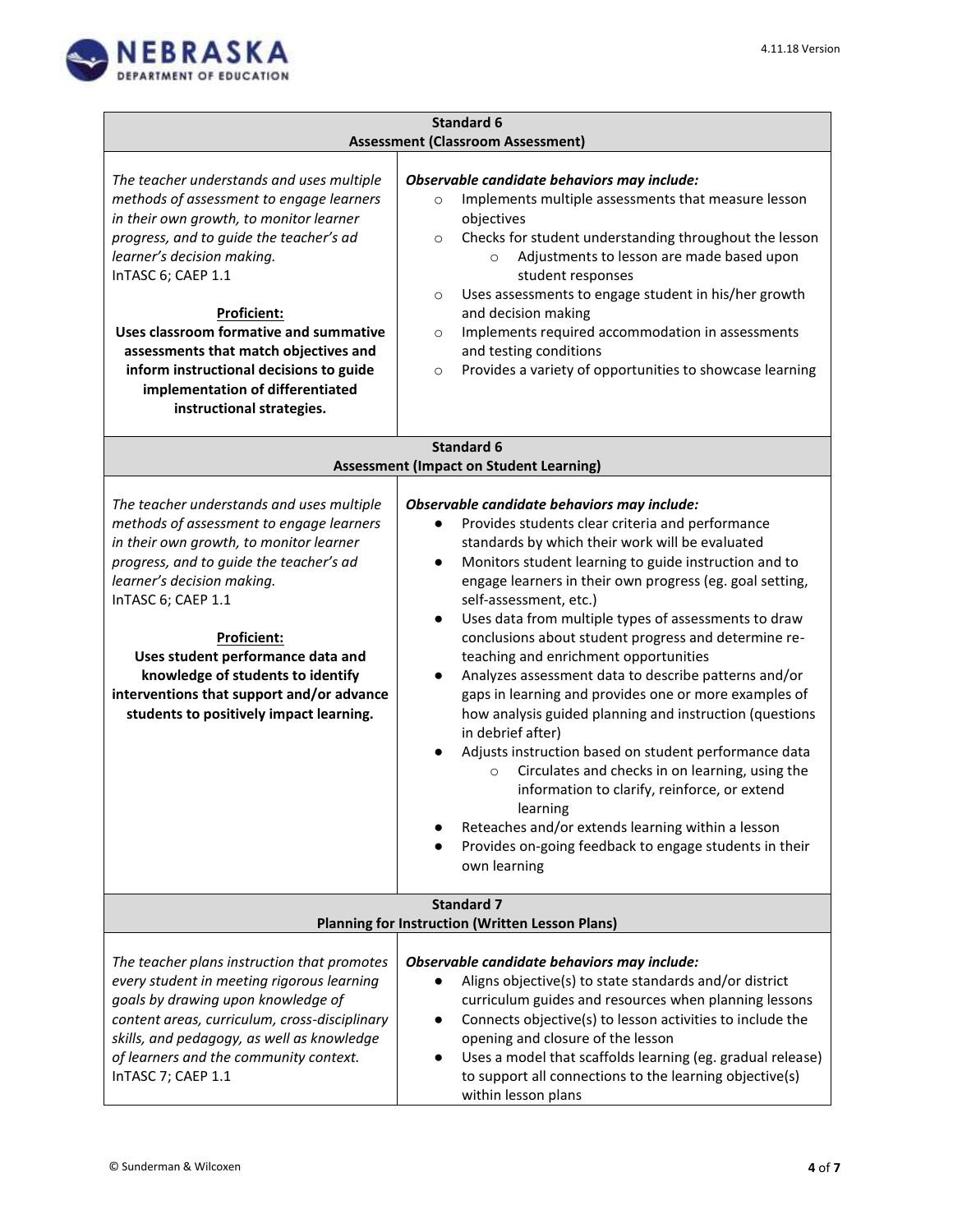| Standard 6<br>Assessment (Classroom Assessment) | |
|---|---|
| *The teacher understands and uses multiple methods of assessment to engage learners in their own growth, to monitor learner progress, and to guide the teacher's ad learner's decision making.*<br>InTASC 6; CAEP 1.1<br><br>**Proficient:**<br>**Uses classroom formative and summative assessments that match objectives and inform instructional decisions to guide implementation of differentiated instructional strategies.** | ***Observable candidate behaviors may include:***<br>○ Implements multiple assessments that measure lesson objectives<br>○ Checks for student understanding throughout the lesson<br>&nbsp;&nbsp;&nbsp;&nbsp;○ Adjustments to lesson are made based upon student responses<br>○ Uses assessments to engage student in his/her growth and decision making<br>○ Implements required accommodation in assessments and testing conditions<br>○ Provides a variety of opportunities to showcase learning |
| **Standard 6<br>Assessment (Impact on Student Learning)** | |
| *The teacher understands and uses multiple methods of assessment to engage learners in their own growth, to monitor learner progress, and to guide the teacher's ad learner's decision making.*<br>InTASC 6; CAEP 1.1<br><br>**Proficient:**<br>**Uses student performance data and knowledge of students to identify interventions that support and/or advance students to positively impact learning.** | ***Observable candidate behaviors may include:***<br>● Provides students clear criteria and performance standards by which their work will be evaluated<br>● Monitors student learning to guide instruction and to engage learners in their own progress (eg. goal setting, self-assessment, etc.)<br>● Uses data from multiple types of assessments to draw conclusions about student progress and determine re-teaching and enrichment opportunities<br>● Analyzes assessment data to describe patterns and/or gaps in learning and provides one or more examples of how analysis guided planning and instruction (questions in debrief after)<br>● Adjusts instruction based on student performance data<br>&nbsp;&nbsp;&nbsp;&nbsp;○ Circulates and checks in on learning, using the information to clarify, reinforce, or extend learning<br>● Reteaches and/or extends learning within a lesson<br>● Provides on-going feedback to engage students in their own learning |
| **Standard 7<br>Planning for Instruction (Written Lesson Plans)** | |
| *The teacher plans instruction that promotes every student in meeting rigorous learning goals by drawing upon knowledge of content areas, curriculum, cross-disciplinary skills, and pedagogy, as well as knowledge of learners and the community context.*<br>InTASC 7; CAEP 1.1 | ***Observable candidate behaviors may include:***<br>● Aligns objective(s) to state standards and/or district curriculum guides and resources when planning lessons<br>● Connects objective(s) to lesson activities to include the opening and closure of the lesson<br>● Uses a model that scaffolds learning (eg. gradual release) to support all connections to the learning objective(s) within lesson plans |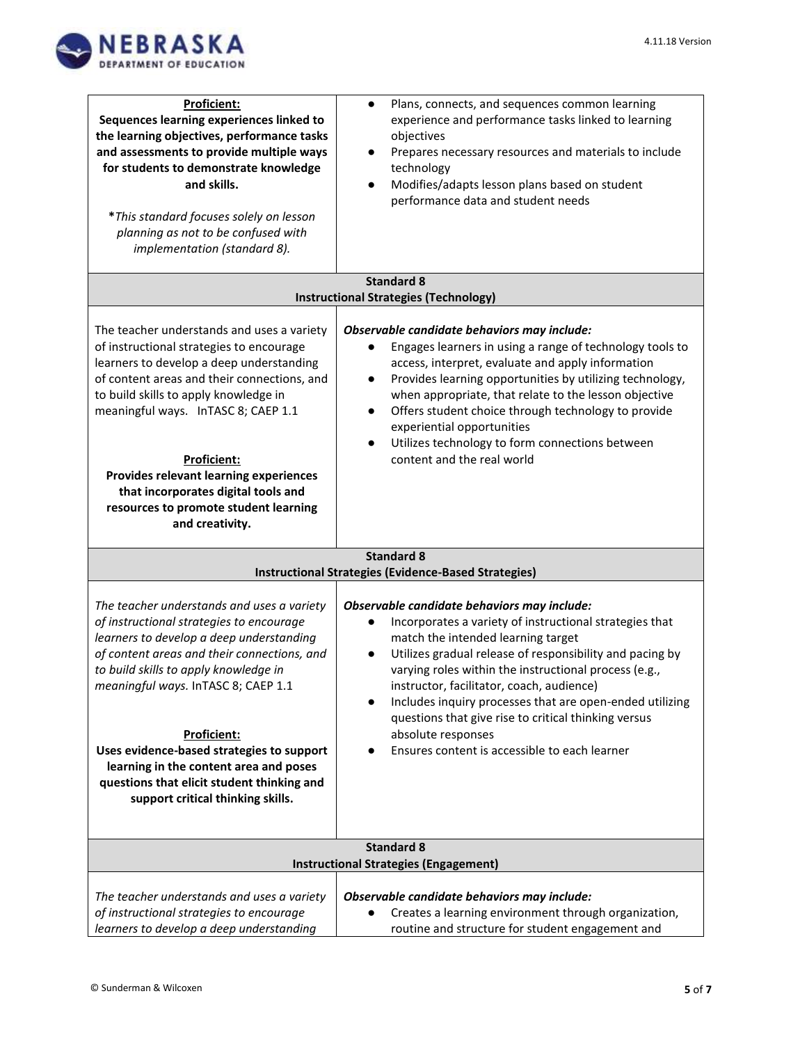| **Proficient:**<br>**Sequences learning experiences linked to the learning objectives, performance tasks and assessments to provide multiple ways for students to demonstrate knowledge and skills.**<br><br>**\****This standard focuses solely on lesson planning as not to be confused with implementation (standard 8).* | ● Plans, connects, and sequences common learning experience and performance tasks linked to learning objectives<br>● Prepares necessary resources and materials to include technology<br>● Modifies/adapts lesson plans based on student performance data and student needs |
|---|---|
| **Standard 8**<br>**Instructional Strategies (Technology)** | |
| The teacher understands and uses a variety of instructional strategies to encourage learners to develop a deep understanding of content areas and their connections, and to build skills to apply knowledge in meaningful ways. InTASC 8; CAEP 1.1<br><br>**Proficient:**<br>**Provides relevant learning experiences that incorporates digital tools and resources to promote student learning and creativity.** | ***Observable candidate behaviors may include:***<br>● Engages learners in using a range of technology tools to access, interpret, evaluate and apply information<br>● Provides learning opportunities by utilizing technology, when appropriate, that relate to the lesson objective<br>● Offers student choice through technology to provide experiential opportunities<br>● Utilizes technology to form connections between content and the real world |
| **Standard 8**<br>**Instructional Strategies (Evidence-Based Strategies)** | |
| *The teacher understands and uses a variety of instructional strategies to encourage learners to develop a deep understanding of content areas and their connections, and to build skills to apply knowledge in meaningful ways.* InTASC 8; CAEP 1.1<br><br>**Proficient:**<br>**Uses evidence-based strategies to support learning in the content area and poses questions that elicit student thinking and support critical thinking skills.** | ***Observable candidate behaviors may include:***<br>● Incorporates a variety of instructional strategies that match the intended learning target<br>● Utilizes gradual release of responsibility and pacing by varying roles within the instructional process (e.g., instructor, facilitator, coach, audience)<br>● Includes inquiry processes that are open-ended utilizing questions that give rise to critical thinking versus absolute responses<br>● Ensures content is accessible to each learner |
| **Standard 8**<br>**Instructional Strategies (Engagement)** | |
| *The teacher understands and uses a variety of instructional strategies to encourage learners to develop a deep understanding* | ***Observable candidate behaviors may include:***<br>● Creates a learning environment through organization, routine and structure for student engagement and |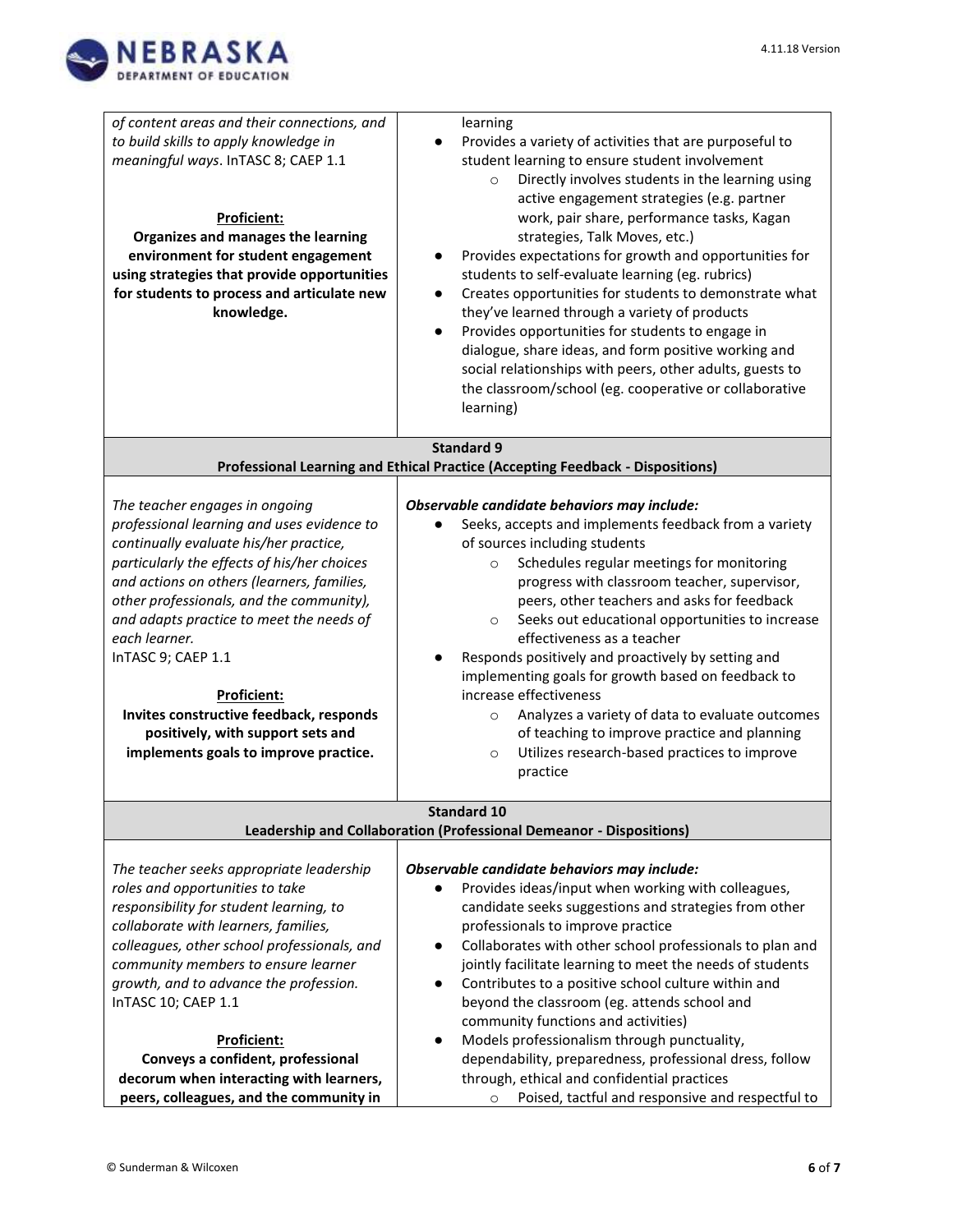| | |
|---|---|
| *of content areas and their connections, and to build skills to apply knowledge in meaningful ways*. InTASC 8; CAEP 1.1<br><br>**Proficient:**<br>**Organizes and manages the learning environment for student engagement using strategies that provide opportunities for students to process and articulate new knowledge.** | learning<br>● Provides a variety of activities that are purposeful to student learning to ensure student involvement<br>&nbsp;&nbsp;&nbsp;&nbsp;○ Directly involves students in the learning using active engagement strategies (e.g. partner work, pair share, performance tasks, Kagan strategies, Talk Moves, etc.)<br>● Provides expectations for growth and opportunities for students to self-evaluate learning (eg. rubrics)<br>● Creates opportunities for students to demonstrate what they've learned through a variety of products<br>● Provides opportunities for students to engage in dialogue, share ideas, and form positive working and social relationships with peers, other adults, guests to the classroom/school (eg. cooperative or collaborative learning) |
| **Standard 9**<br>**Professional Learning and Ethical Practice (Accepting Feedback - Dispositions)** | |
| *The teacher engages in ongoing professional learning and uses evidence to continually evaluate his/her practice, particularly the effects of his/her choices and actions on others (learners, families, other professionals, and the community), and adapts practice to meet the needs of each learner.*<br>InTASC 9; CAEP 1.1<br><br>**Proficient:**<br>**Invites constructive feedback, responds positively, with support sets and implements goals to improve practice.** | ***Observable candidate behaviors may include:***<br>● Seeks, accepts and implements feedback from a variety of sources including students<br>&nbsp;&nbsp;&nbsp;&nbsp;○ Schedules regular meetings for monitoring progress with classroom teacher, supervisor, peers, other teachers and asks for feedback<br>&nbsp;&nbsp;&nbsp;&nbsp;○ Seeks out educational opportunities to increase effectiveness as a teacher<br>● Responds positively and proactively by setting and implementing goals for growth based on feedback to increase effectiveness<br>&nbsp;&nbsp;&nbsp;&nbsp;○ Analyzes a variety of data to evaluate outcomes of teaching to improve practice and planning<br>&nbsp;&nbsp;&nbsp;&nbsp;○ Utilizes research-based practices to improve practice |
| **Standard 10**<br>**Leadership and Collaboration (Professional Demeanor - Dispositions)** | |
| *The teacher seeks appropriate leadership roles and opportunities to take responsibility for student learning, to collaborate with learners, families, colleagues, other school professionals, and community members to ensure learner growth, and to advance the profession.*<br>InTASC 10; CAEP 1.1<br><br>**Proficient:**<br>**Conveys a confident, professional decorum when interacting with learners, peers, colleagues, and the community in** | ***Observable candidate behaviors may include:***<br>● Provides ideas/input when working with colleagues, candidate seeks suggestions and strategies from other professionals to improve practice<br>● Collaborates with other school professionals to plan and jointly facilitate learning to meet the needs of students<br>● Contributes to a positive school culture within and beyond the classroom (eg. attends school and community functions and activities)<br>● Models professionalism through punctuality, dependability, preparedness, professional dress, follow through, ethical and confidential practices<br>&nbsp;&nbsp;&nbsp;&nbsp;○ Poised, tactful and responsive and respectful to |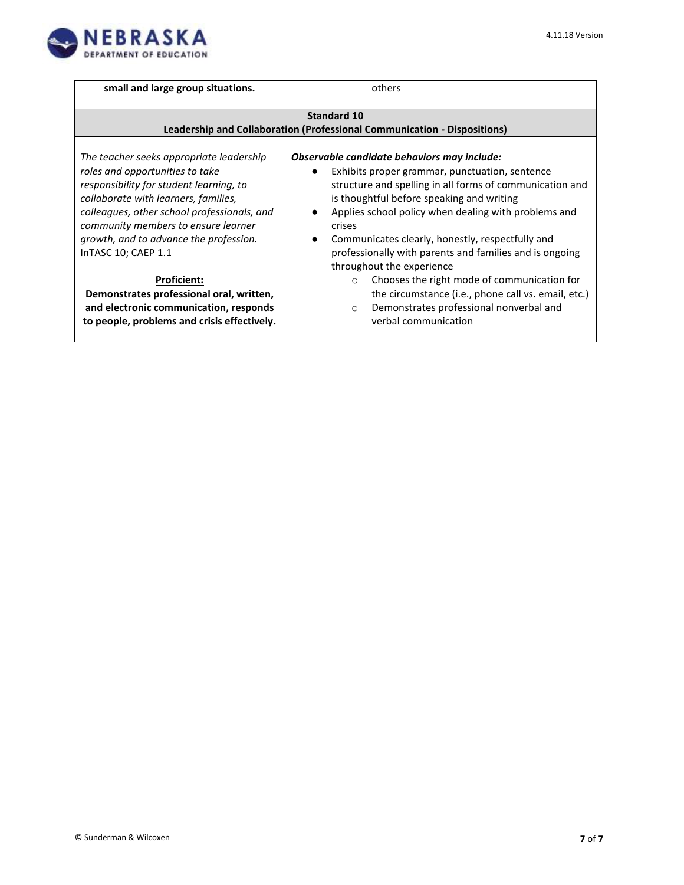| | |
|---|---|
| **small and large group situations.** | others |
| **Standard 10<br>Leadership and Collaboration (Professional Communication - Dispositions)** | |
| *The teacher seeks appropriate leadership roles and opportunities to take responsibility for student learning, to collaborate with learners, families, colleagues, other school professionals, and community members to ensure learner growth, and to advance the profession.* InTASC 10; CAEP 1.1<br><br>**Proficient:**<br>**Demonstrates professional oral, written, and electronic communication, responds to people, problems and crisis effectively.** | ***Observable candidate behaviors may include:***<br>● Exhibits proper grammar, punctuation, sentence structure and spelling in all forms of communication and is thoughtful before speaking and writing<br>● Applies school policy when dealing with problems and crises<br>● Communicates clearly, honestly, respectfully and professionally with parents and families and is ongoing throughout the experience<br>○ Chooses the right mode of communication for the circumstance (i.e., phone call vs. email, etc.)<br>○ Demonstrates professional nonverbal and verbal communication |